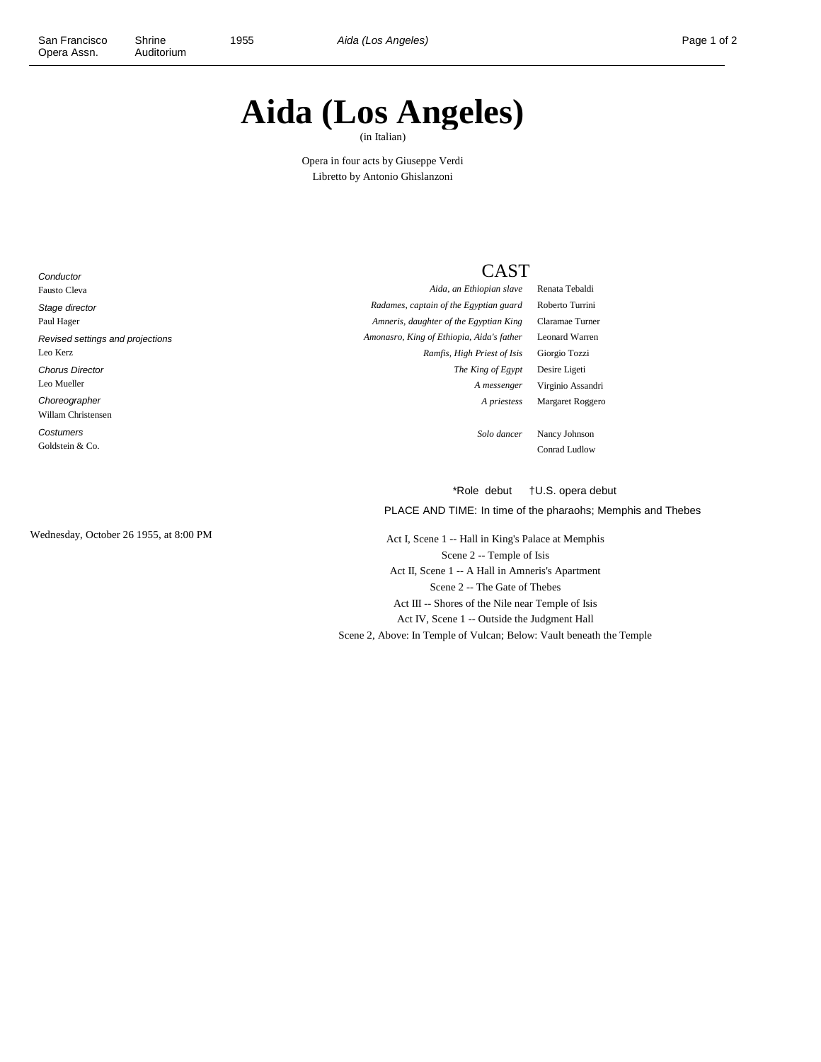# Aida (Los Angeles)

(in Italian)

Opera in four acts by Giuseppe Verdi
Libretto by Antonio Ghislanzoni

*Conductor*
Fausto Cleva

*Stage director*
Paul Hager

*Revised settings and projections*
Leo Kerz

*Chorus Director*
Leo Mueller

*Choreographer*
Willam Christensen

*Costumers*
Goldstein & Co.

## CAST

| Role | Performer |
|---|---|
| *Aida, an Ethiopian slave* | Renata Tebaldi |
| *Radames, captain of the Egyptian guard* | Roberto Turrini |
| *Amneris, daughter of the Egyptian King* | Claramae Turner |
| *Amonasro, King of Ethiopia, Aida's father* | Leonard Warren |
| *Ramfis, High Priest of Isis* | Giorgio Tozzi |
| *The King of Egypt* | Desire Ligeti |
| *A messenger* | Virginio Assandri |
| *A priestess* | Margaret Roggero |
| *Solo dancer* | Nancy Johnson |
| | Conrad Ludlow |

*Role debut †U.S. opera debut

PLACE AND TIME: In time of the pharaohs; Memphis and Thebes

Wednesday, October 26 1955, at 8:00 PM

Act I, Scene 1 -- Hall in King's Palace at Memphis
Scene 2 -- Temple of Isis
Act II, Scene 1 -- A Hall in Amneris's Apartment
Scene 2 -- The Gate of Thebes
Act III -- Shores of the Nile near Temple of Isis
Act IV, Scene 1 -- Outside the Judgment Hall
Scene 2, Above: In Temple of Vulcan; Below: Vault beneath the Temple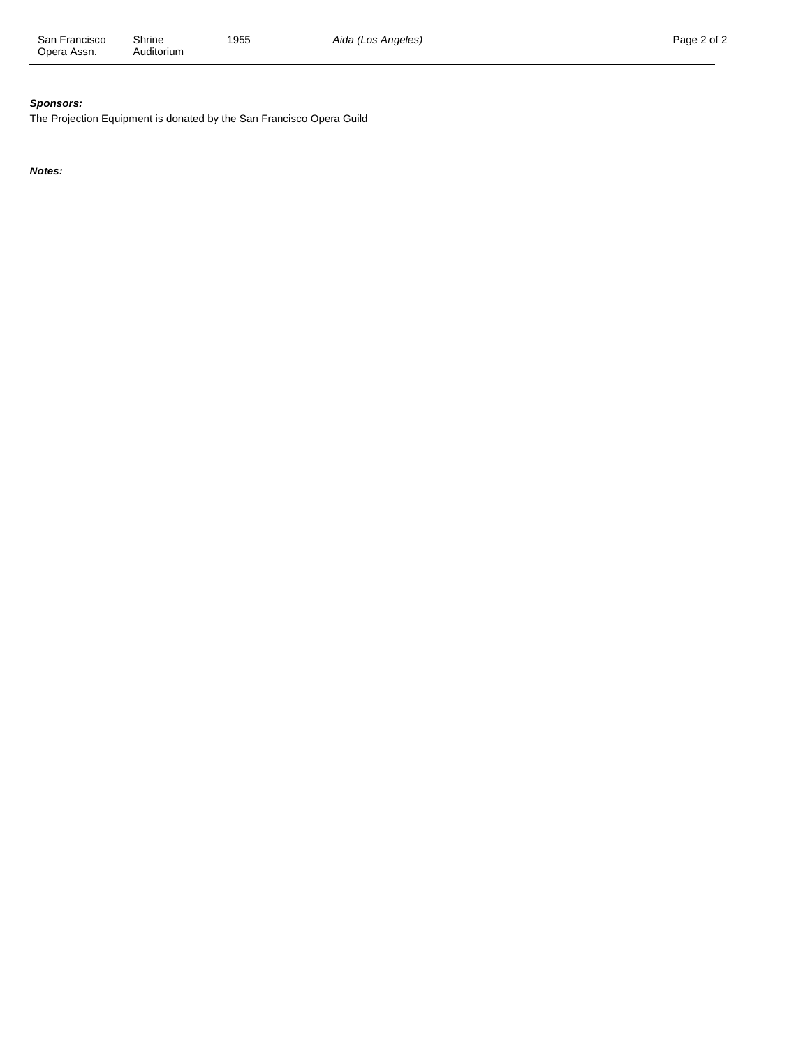***Sponsors:***

The Projection Equipment is donated by the San Francisco Opera Guild

***Notes:***